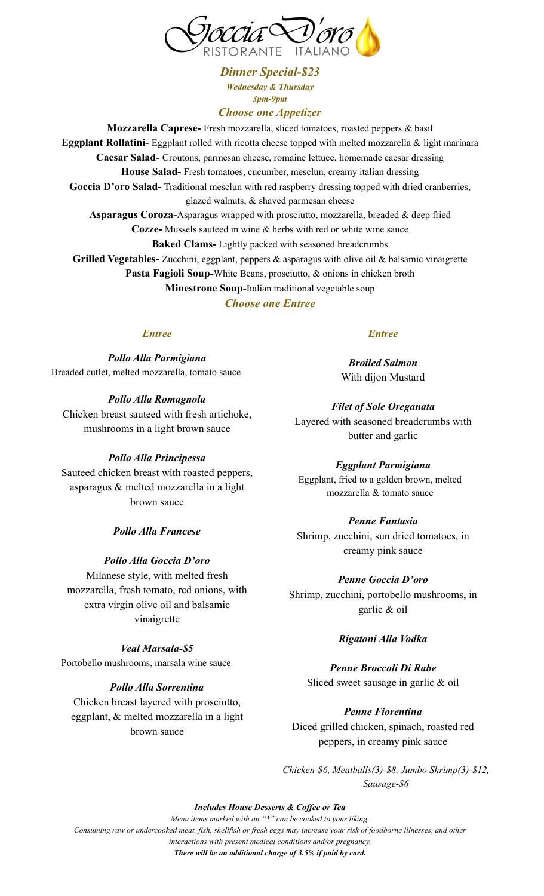# Goccia D'oro

RISTORANTE ITALIANO

## *Dinner Special-$23*

***Wednesday & Thursday***

***3pm-9pm***

### *Choose one Appetizer*

**Mozzarella Caprese-** Fresh mozzarella, sliced tomatoes, roasted peppers & basil

**Eggplant Rollatini-** Eggplant rolled with ricotta cheese topped with melted mozzarella & light marinara

**Caesar Salad-** Croutons, parmesan cheese, romaine lettuce, homemade caesar dressing

**House Salad-** Fresh tomatoes, cucumber, mesclun, creamy italian dressing

**Goccia D'oro Salad-** Traditional mesclun with red raspberry dressing topped with dried cranberries, glazed walnuts, & shaved parmesan cheese

**Asparagus Coroza-**Asparagus wrapped with prosciutto, mozzarella, breaded & deep fried

**Cozze-** Mussels sauteed in wine & herbs with red or white wine sauce

**Baked Clams-** Lightly packed with seasoned breadcrumbs

**Grilled Vegetables-** Zucchini, eggplant, peppers & asparagus with olive oil & balsamic vinaigrette

**Pasta Fagioli Soup-**White Beans, prosciutto, & onions in chicken broth

**Minestrone Soup-**Italian traditional vegetable soup

### *Choose one Entree*

#### *Entree*

***Pollo Alla Parmigiana***
Breaded cutlet, melted mozzarella, tomato sauce

***Pollo Alla Romagnola***
Chicken breast sauteed with fresh artichoke, mushrooms in a light brown sauce

***Pollo Alla Principessa***
Sauteed chicken breast with roasted peppers, asparagus & melted mozzarella in a light brown sauce

***Pollo Alla Francese***

***Pollo Alla Goccia D'oro***
Milanese style, with melted fresh mozzarella, fresh tomato, red onions, with extra virgin olive oil and balsamic vinaigrette

***Veal Marsala-$5***
Portobello mushrooms, marsala wine sauce

***Pollo Alla Sorrentina***
Chicken breast layered with prosciutto, eggplant, & melted mozzarella in a light brown sauce

#### *Entree*

***Broiled Salmon***
With dijon Mustard

***Filet of Sole Oreganata***
Layered with seasoned breadcrumbs with butter and garlic

***Eggplant Parmigiana***
Eggplant, fried to a golden brown, melted mozzarella & tomato sauce

***Penne Fantasia***
Shrimp, zucchini, sun dried tomatoes, in creamy pink sauce

***Penne Goccia D'oro***
Shrimp, zucchini, portobello mushrooms, in garlic & oil

***Rigatoni Alla Vodka***

***Penne Broccoli Di Rabe***
Sliced sweet sausage in garlic & oil

***Penne Fiorentina***
Diced grilled chicken, spinach, roasted red peppers, in creamy pink sauce

*Chicken-$6, Meatballs(3)-$8, Jumbo Shrimp(3)-$12, Sausage-$6*

***Includes House Desserts & Coffee or Tea***

*Menu items marked with an "*" can be cooked to your liking.*

*Consuming raw or undercooked meat, fish, shellfish or fresh eggs may increase your risk of foodborne illnesses, and other interactions with present medical conditions and/or pregnancy.*

***There will be an additional charge of 3.5% if paid by card.***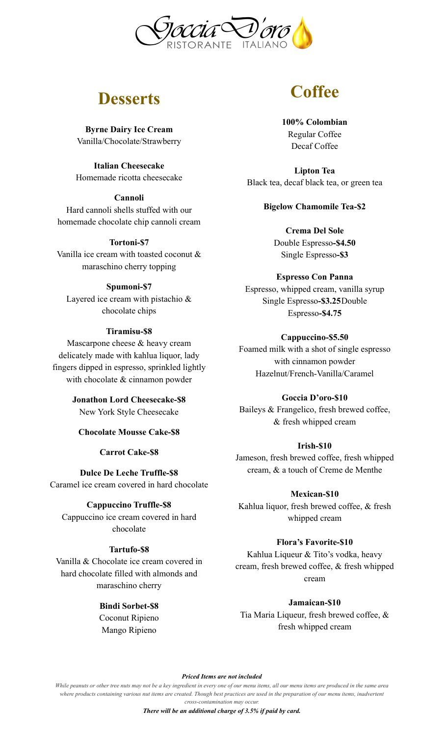Goccia D'oro
RISTORANTE ITALIANO

## Desserts

**Byrne Dairy Ice Cream**
Vanilla/Chocolate/Strawberry

**Italian Cheesecake**
Homemade ricotta cheesecake

**Cannoli**
Hard cannoli shells stuffed with our homemade chocolate chip cannoli cream

**Tortoni-$7**
Vanilla ice cream with toasted coconut & maraschino cherry topping

**Spumoni-$7**
Layered ice cream with pistachio & chocolate chips

**Tiramisu-$8**
Mascarpone cheese & heavy cream delicately made with kahlua liquor, lady fingers dipped in espresso, sprinkled lightly with chocolate & cinnamon powder

**Jonathon Lord Cheesecake-$8**
New York Style Cheesecake

**Chocolate Mousse Cake-$8**

**Carrot Cake-$8**

**Dulce De Leche Truffle-$8**
Caramel ice cream covered in hard chocolate

**Cappuccino Truffle-$8**
Cappuccino ice cream covered in hard chocolate

**Tartufo-$8**
Vanilla & Chocolate ice cream covered in hard chocolate filled with almonds and maraschino cherry

**Bindi Sorbet-$8**
Coconut Ripieno
Mango Ripieno

## Coffee

**100% Colombian**
Regular Coffee
Decaf Coffee

**Lipton Tea**
Black tea, decaf black tea, or green tea

**Bigelow Chamomile Tea-$2**

**Crema Del Sole**
Double Espresso-**$4.50**
Single Espresso-**$3**

**Espresso Con Panna**
Espresso, whipped cream, vanilla syrup
Single Espresso-**$3.25** Double Espresso-**$4.75**

**Cappuccino-$5.50**
Foamed milk with a shot of single espresso with cinnamon powder
Hazelnut/French-Vanilla/Caramel

**Goccia D'oro-$10**
Baileys & Frangelico, fresh brewed coffee, & fresh whipped cream

**Irish-$10**
Jameson, fresh brewed coffee, fresh whipped cream, & a touch of Creme de Menthe

**Mexican-$10**
Kahlua liquor, fresh brewed coffee, & fresh whipped cream

**Flora's Favorite-$10**
Kahlua Liqueur & Tito's vodka, heavy cream, fresh brewed coffee, & fresh whipped cream

**Jamaican-$10**
Tia Maria Liqueur, fresh brewed coffee, & fresh whipped cream

***Priced Items are not included***

*While peanuts or other tree nuts may not be a key ingredient in every one of our menu items, all our menu items are produced in the same area where products containing various nut items are created. Though best practices are used in the preparation of our menu items, inadvertent cross-contamination may occur.*

***There will be an additional charge of 3.5% if paid by card.***